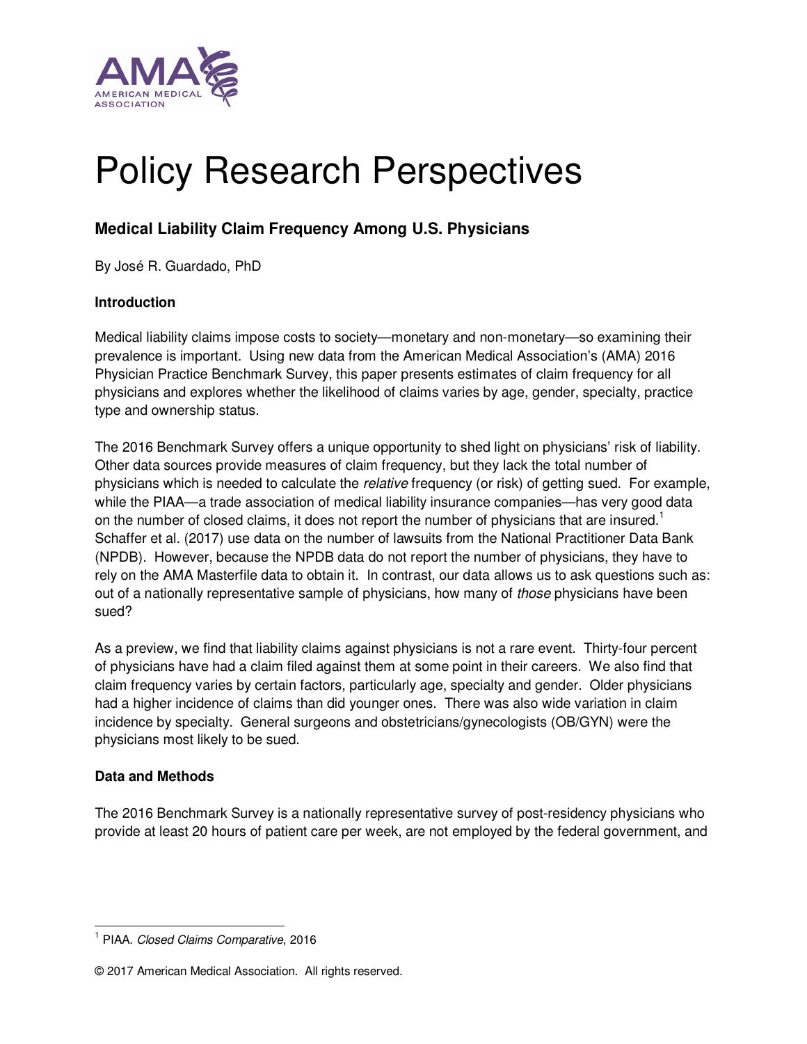# Policy Research Perspectives

## Medical Liability Claim Frequency Among U.S. Physicians

By José R. Guardado, PhD

### Introduction

Medical liability claims impose costs to society—monetary and non-monetary—so examining their prevalence is important. Using new data from the American Medical Association's (AMA) 2016 Physician Practice Benchmark Survey, this paper presents estimates of claim frequency for all physicians and explores whether the likelihood of claims varies by age, gender, specialty, practice type and ownership status.

The 2016 Benchmark Survey offers a unique opportunity to shed light on physicians' risk of liability. Other data sources provide measures of claim frequency, but they lack the total number of physicians which is needed to calculate the *relative* frequency (or risk) of getting sued. For example, while the PIAA—a trade association of medical liability insurance companies—has very good data on the number of closed claims, it does not report the number of physicians that are insured.[1] Schaffer et al. (2017) use data on the number of lawsuits from the National Practitioner Data Bank (NPDB). However, because the NPDB data do not report the number of physicians, they have to rely on the AMA Masterfile data to obtain it. In contrast, our data allows us to ask questions such as: out of a nationally representative sample of physicians, how many of *those* physicians have been sued?

As a preview, we find that liability claims against physicians is not a rare event. Thirty-four percent of physicians have had a claim filed against them at some point in their careers. We also find that claim frequency varies by certain factors, particularly age, specialty and gender. Older physicians had a higher incidence of claims than did younger ones. There was also wide variation in claim incidence by specialty. General surgeons and obstetricians/gynecologists (OB/GYN) were the physicians most likely to be sued.

### Data and Methods

The 2016 Benchmark Survey is a nationally representative survey of post-residency physicians who provide at least 20 hours of patient care per week, are not employed by the federal government, and

[1] PIAA. *Closed Claims Comparative*, 2016

© 2017 American Medical Association. All rights reserved.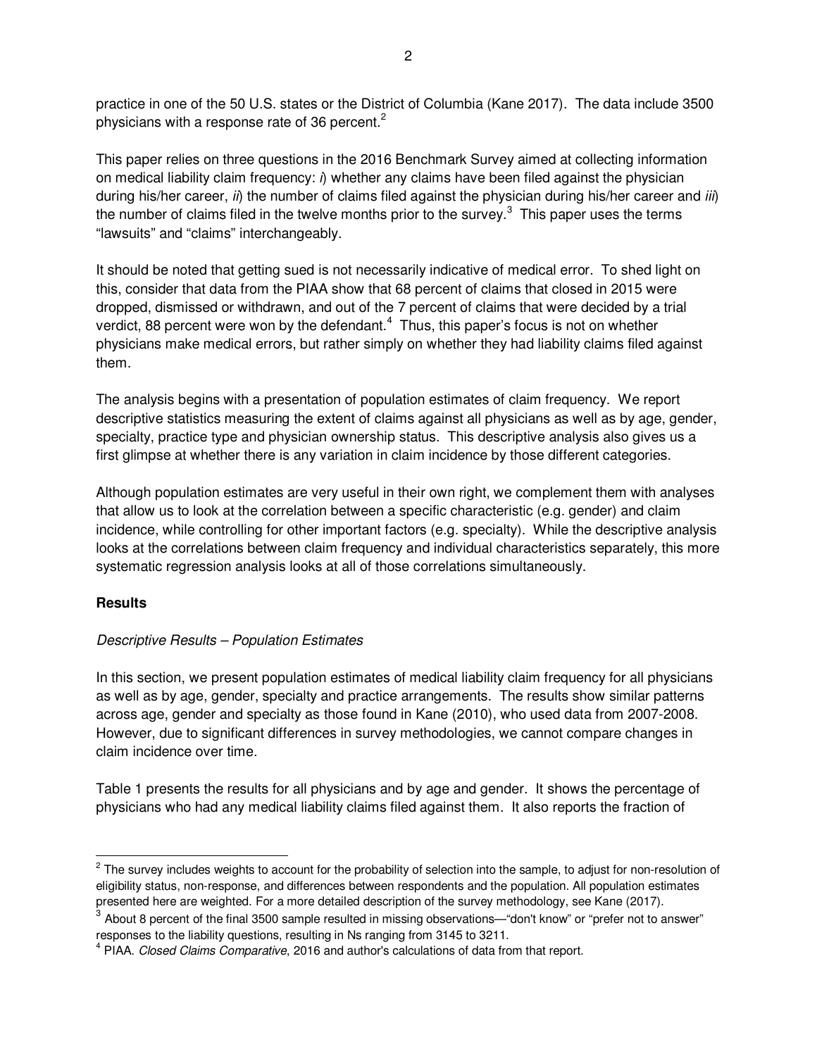practice in one of the 50 U.S. states or the District of Columbia (Kane 2017). The data include 3500 physicians with a response rate of 36 percent.[2]

This paper relies on three questions in the 2016 Benchmark Survey aimed at collecting information on medical liability claim frequency: *i*) whether any claims have been filed against the physician during his/her career, *ii*) the number of claims filed against the physician during his/her career and *iii*) the number of claims filed in the twelve months prior to the survey.[3] This paper uses the terms "lawsuits" and "claims" interchangeably.

It should be noted that getting sued is not necessarily indicative of medical error. To shed light on this, consider that data from the PIAA show that 68 percent of claims that closed in 2015 were dropped, dismissed or withdrawn, and out of the 7 percent of claims that were decided by a trial verdict, 88 percent were won by the defendant.[4] Thus, this paper's focus is not on whether physicians make medical errors, but rather simply on whether they had liability claims filed against them.

The analysis begins with a presentation of population estimates of claim frequency. We report descriptive statistics measuring the extent of claims against all physicians as well as by age, gender, specialty, practice type and physician ownership status. This descriptive analysis also gives us a first glimpse at whether there is any variation in claim incidence by those different categories.

Although population estimates are very useful in their own right, we complement them with analyses that allow us to look at the correlation between a specific characteristic (e.g. gender) and claim incidence, while controlling for other important factors (e.g. specialty). While the descriptive analysis looks at the correlations between claim frequency and individual characteristics separately, this more systematic regression analysis looks at all of those correlations simultaneously.

## Results

### *Descriptive Results – Population Estimates*

In this section, we present population estimates of medical liability claim frequency for all physicians as well as by age, gender, specialty and practice arrangements. The results show similar patterns across age, gender and specialty as those found in Kane (2010), who used data from 2007-2008. However, due to significant differences in survey methodologies, we cannot compare changes in claim incidence over time.

Table 1 presents the results for all physicians and by age and gender. It shows the percentage of physicians who had any medical liability claims filed against them. It also reports the fraction of

---

[2] The survey includes weights to account for the probability of selection into the sample, to adjust for non-resolution of eligibility status, non-response, and differences between respondents and the population. All population estimates presented here are weighted. For a more detailed description of the survey methodology, see Kane (2017).

[3] About 8 percent of the final 3500 sample resulted in missing observations—"don't know" or "prefer not to answer" responses to the liability questions, resulting in Ns ranging from 3145 to 3211.

[4] PIAA. *Closed Claims Comparative*, 2016 and author's calculations of data from that report.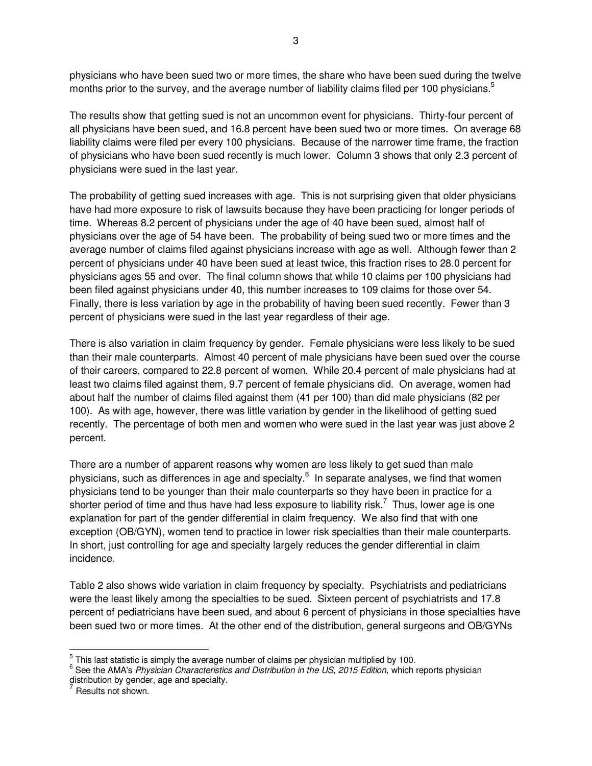physicians who have been sued two or more times, the share who have been sued during the twelve months prior to the survey, and the average number of liability claims filed per 100 physicians.[5]

The results show that getting sued is not an uncommon event for physicians. Thirty-four percent of all physicians have been sued, and 16.8 percent have been sued two or more times. On average 68 liability claims were filed per every 100 physicians. Because of the narrower time frame, the fraction of physicians who have been sued recently is much lower. Column 3 shows that only 2.3 percent of physicians were sued in the last year.

The probability of getting sued increases with age. This is not surprising given that older physicians have had more exposure to risk of lawsuits because they have been practicing for longer periods of time. Whereas 8.2 percent of physicians under the age of 40 have been sued, almost half of physicians over the age of 54 have been. The probability of being sued two or more times and the average number of claims filed against physicians increase with age as well. Although fewer than 2 percent of physicians under 40 have been sued at least twice, this fraction rises to 28.0 percent for physicians ages 55 and over. The final column shows that while 10 claims per 100 physicians had been filed against physicians under 40, this number increases to 109 claims for those over 54. Finally, there is less variation by age in the probability of having been sued recently. Fewer than 3 percent of physicians were sued in the last year regardless of their age.

There is also variation in claim frequency by gender. Female physicians were less likely to be sued than their male counterparts. Almost 40 percent of male physicians have been sued over the course of their careers, compared to 22.8 percent of women. While 20.4 percent of male physicians had at least two claims filed against them, 9.7 percent of female physicians did. On average, women had about half the number of claims filed against them (41 per 100) than did male physicians (82 per 100). As with age, however, there was little variation by gender in the likelihood of getting sued recently. The percentage of both men and women who were sued in the last year was just above 2 percent.

There are a number of apparent reasons why women are less likely to get sued than male physicians, such as differences in age and specialty.[6] In separate analyses, we find that women physicians tend to be younger than their male counterparts so they have been in practice for a shorter period of time and thus have had less exposure to liability risk.[7] Thus, lower age is one explanation for part of the gender differential in claim frequency. We also find that with one exception (OB/GYN), women tend to practice in lower risk specialties than their male counterparts. In short, just controlling for age and specialty largely reduces the gender differential in claim incidence.

Table 2 also shows wide variation in claim frequency by specialty. Psychiatrists and pediatricians were the least likely among the specialties to be sued. Sixteen percent of psychiatrists and 17.8 percent of pediatricians have been sued, and about 6 percent of physicians in those specialties have been sued two or more times. At the other end of the distribution, general surgeons and OB/GYNs

---

[5] This last statistic is simply the average number of claims per physician multiplied by 100.

[6] See the AMA's *Physician Characteristics and Distribution in the US, 2015 Edition*, which reports physician distribution by gender, age and specialty.

[7] Results not shown.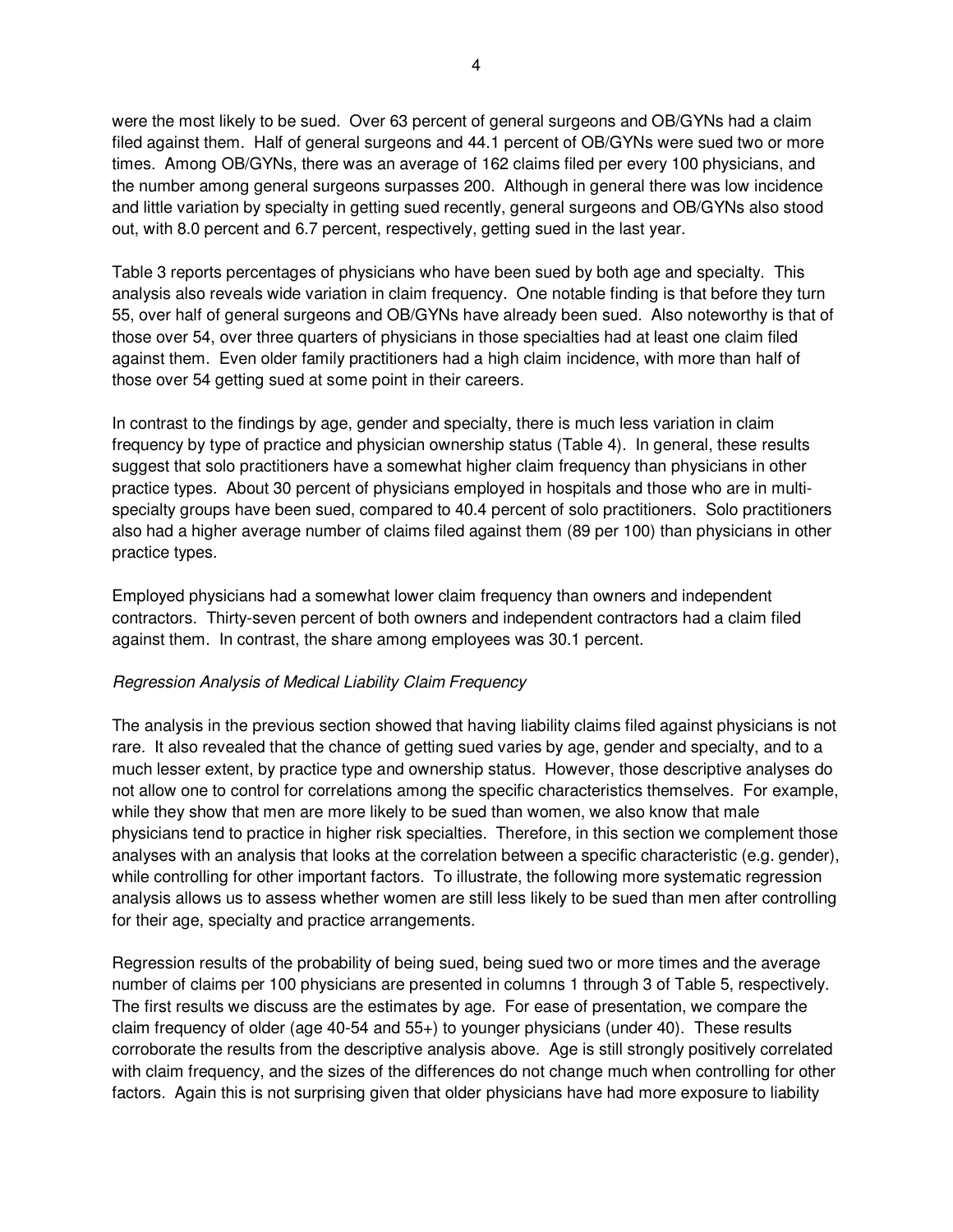were the most likely to be sued. Over 63 percent of general surgeons and OB/GYNs had a claim filed against them. Half of general surgeons and 44.1 percent of OB/GYNs were sued two or more times. Among OB/GYNs, there was an average of 162 claims filed per every 100 physicians, and the number among general surgeons surpasses 200. Although in general there was low incidence and little variation by specialty in getting sued recently, general surgeons and OB/GYNs also stood out, with 8.0 percent and 6.7 percent, respectively, getting sued in the last year.

Table 3 reports percentages of physicians who have been sued by both age and specialty. This analysis also reveals wide variation in claim frequency. One notable finding is that before they turn 55, over half of general surgeons and OB/GYNs have already been sued. Also noteworthy is that of those over 54, over three quarters of physicians in those specialties had at least one claim filed against them. Even older family practitioners had a high claim incidence, with more than half of those over 54 getting sued at some point in their careers.

In contrast to the findings by age, gender and specialty, there is much less variation in claim frequency by type of practice and physician ownership status (Table 4). In general, these results suggest that solo practitioners have a somewhat higher claim frequency than physicians in other practice types. About 30 percent of physicians employed in hospitals and those who are in multi-specialty groups have been sued, compared to 40.4 percent of solo practitioners. Solo practitioners also had a higher average number of claims filed against them (89 per 100) than physicians in other practice types.

Employed physicians had a somewhat lower claim frequency than owners and independent contractors. Thirty-seven percent of both owners and independent contractors had a claim filed against them. In contrast, the share among employees was 30.1 percent.

*Regression Analysis of Medical Liability Claim Frequency*

The analysis in the previous section showed that having liability claims filed against physicians is not rare. It also revealed that the chance of getting sued varies by age, gender and specialty, and to a much lesser extent, by practice type and ownership status. However, those descriptive analyses do not allow one to control for correlations among the specific characteristics themselves. For example, while they show that men are more likely to be sued than women, we also know that male physicians tend to practice in higher risk specialties. Therefore, in this section we complement those analyses with an analysis that looks at the correlation between a specific characteristic (e.g. gender), while controlling for other important factors. To illustrate, the following more systematic regression analysis allows us to assess whether women are still less likely to be sued than men after controlling for their age, specialty and practice arrangements.

Regression results of the probability of being sued, being sued two or more times and the average number of claims per 100 physicians are presented in columns 1 through 3 of Table 5, respectively. The first results we discuss are the estimates by age. For ease of presentation, we compare the claim frequency of older (age 40-54 and 55+) to younger physicians (under 40). These results corroborate the results from the descriptive analysis above. Age is still strongly positively correlated with claim frequency, and the sizes of the differences do not change much when controlling for other factors. Again this is not surprising given that older physicians have had more exposure to liability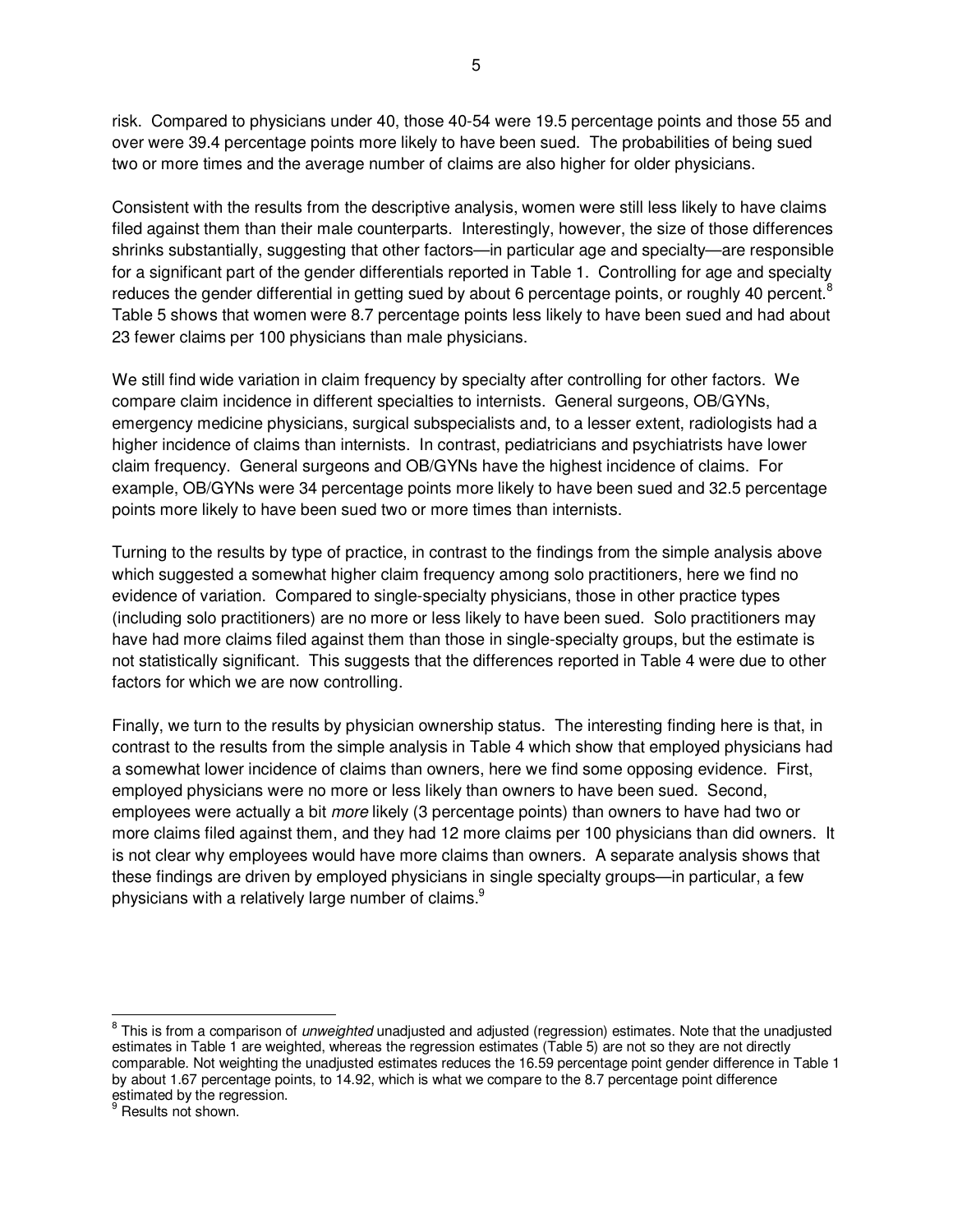risk. Compared to physicians under 40, those 40-54 were 19.5 percentage points and those 55 and over were 39.4 percentage points more likely to have been sued. The probabilities of being sued two or more times and the average number of claims are also higher for older physicians.

Consistent with the results from the descriptive analysis, women were still less likely to have claims filed against them than their male counterparts. Interestingly, however, the size of those differences shrinks substantially, suggesting that other factors—in particular age and specialty—are responsible for a significant part of the gender differentials reported in Table 1. Controlling for age and specialty reduces the gender differential in getting sued by about 6 percentage points, or roughly 40 percent.[8] Table 5 shows that women were 8.7 percentage points less likely to have been sued and had about 23 fewer claims per 100 physicians than male physicians.

We still find wide variation in claim frequency by specialty after controlling for other factors. We compare claim incidence in different specialties to internists. General surgeons, OB/GYNs, emergency medicine physicians, surgical subspecialists and, to a lesser extent, radiologists had a higher incidence of claims than internists. In contrast, pediatricians and psychiatrists have lower claim frequency. General surgeons and OB/GYNs have the highest incidence of claims. For example, OB/GYNs were 34 percentage points more likely to have been sued and 32.5 percentage points more likely to have been sued two or more times than internists.

Turning to the results by type of practice, in contrast to the findings from the simple analysis above which suggested a somewhat higher claim frequency among solo practitioners, here we find no evidence of variation. Compared to single-specialty physicians, those in other practice types (including solo practitioners) are no more or less likely to have been sued. Solo practitioners may have had more claims filed against them than those in single-specialty groups, but the estimate is not statistically significant. This suggests that the differences reported in Table 4 were due to other factors for which we are now controlling.

Finally, we turn to the results by physician ownership status. The interesting finding here is that, in contrast to the results from the simple analysis in Table 4 which show that employed physicians had a somewhat lower incidence of claims than owners, here we find some opposing evidence. First, employed physicians were no more or less likely than owners to have been sued. Second, employees were actually a bit *more* likely (3 percentage points) than owners to have had two or more claims filed against them, and they had 12 more claims per 100 physicians than did owners. It is not clear why employees would have more claims than owners. A separate analysis shows that these findings are driven by employed physicians in single specialty groups—in particular, a few physicians with a relatively large number of claims.[9]

---

[8] This is from a comparison of *unweighted* unadjusted and adjusted (regression) estimates. Note that the unadjusted estimates in Table 1 are weighted, whereas the regression estimates (Table 5) are not so they are not directly comparable. Not weighting the unadjusted estimates reduces the 16.59 percentage point gender difference in Table 1 by about 1.67 percentage points, to 14.92, which is what we compare to the 8.7 percentage point difference estimated by the regression.

[9] Results not shown.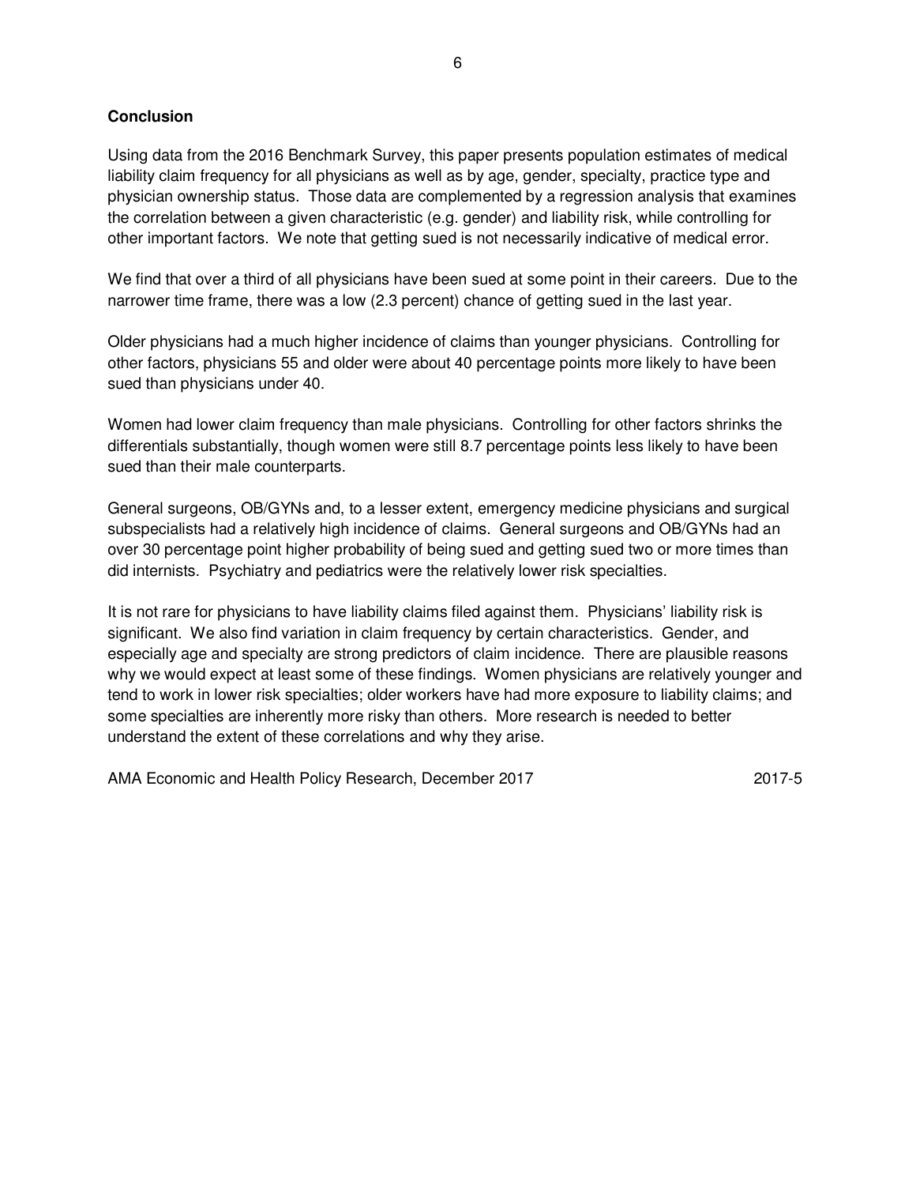## Conclusion

Using data from the 2016 Benchmark Survey, this paper presents population estimates of medical liability claim frequency for all physicians as well as by age, gender, specialty, practice type and physician ownership status. Those data are complemented by a regression analysis that examines the correlation between a given characteristic (e.g. gender) and liability risk, while controlling for other important factors. We note that getting sued is not necessarily indicative of medical error.

We find that over a third of all physicians have been sued at some point in their careers. Due to the narrower time frame, there was a low (2.3 percent) chance of getting sued in the last year.

Older physicians had a much higher incidence of claims than younger physicians. Controlling for other factors, physicians 55 and older were about 40 percentage points more likely to have been sued than physicians under 40.

Women had lower claim frequency than male physicians. Controlling for other factors shrinks the differentials substantially, though women were still 8.7 percentage points less likely to have been sued than their male counterparts.

General surgeons, OB/GYNs and, to a lesser extent, emergency medicine physicians and surgical subspecialists had a relatively high incidence of claims. General surgeons and OB/GYNs had an over 30 percentage point higher probability of being sued and getting sued two or more times than did internists. Psychiatry and pediatrics were the relatively lower risk specialties.

It is not rare for physicians to have liability claims filed against them. Physicians' liability risk is significant. We also find variation in claim frequency by certain characteristics. Gender, and especially age and specialty are strong predictors of claim incidence. There are plausible reasons why we would expect at least some of these findings. Women physicians are relatively younger and tend to work in lower risk specialties; older workers have had more exposure to liability claims; and some specialties are inherently more risky than others. More research is needed to better understand the extent of these correlations and why they arise.

AMA Economic and Health Policy Research, December 2017 2017-5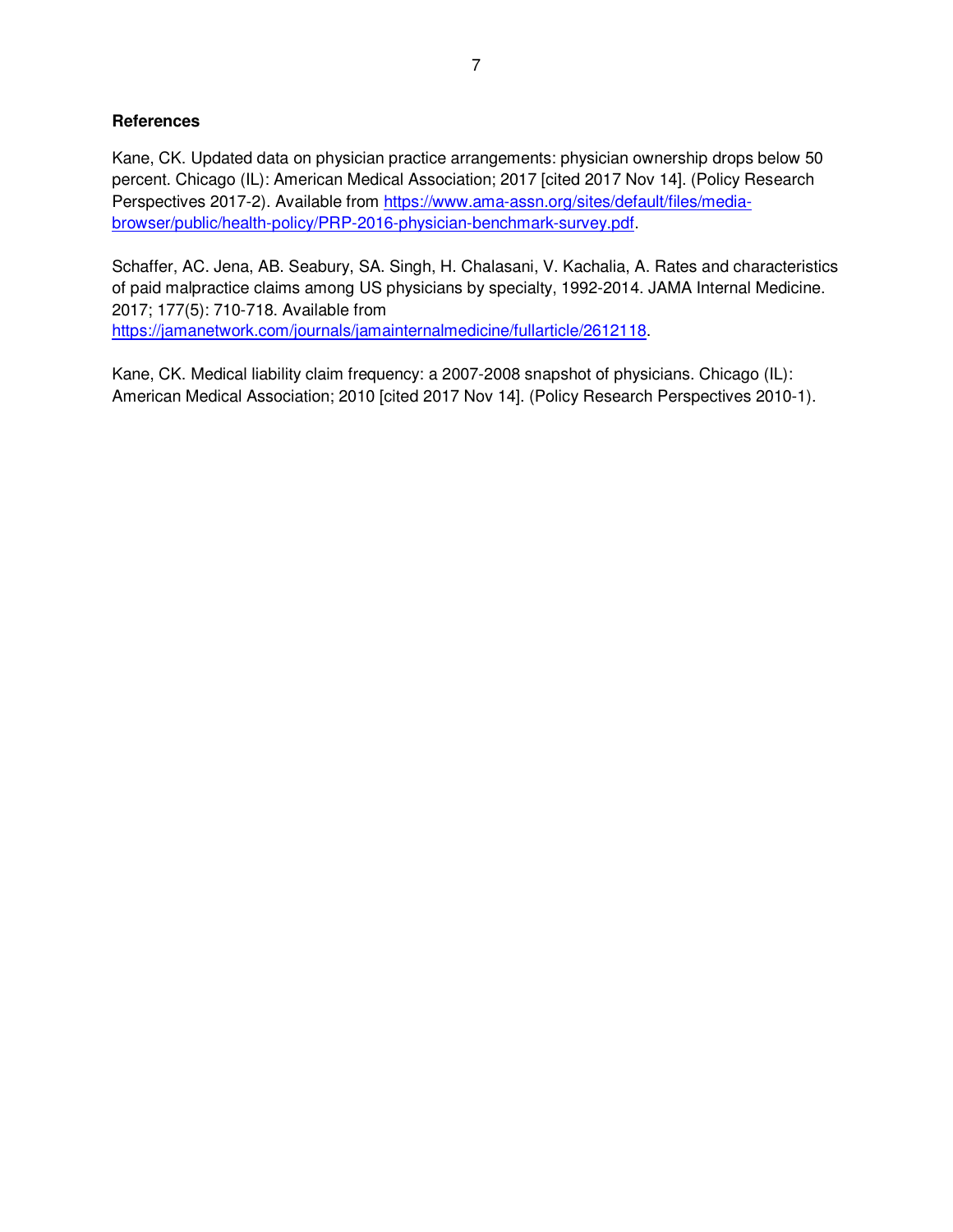**References**

Kane, CK. Updated data on physician practice arrangements: physician ownership drops below 50 percent. Chicago (IL): American Medical Association; 2017 [cited 2017 Nov 14]. (Policy Research Perspectives 2017-2). Available from [https://www.ama-assn.org/sites/default/files/media-browser/public/health-policy/PRP-2016-physician-benchmark-survey.pdf](https://www.ama-assn.org/sites/default/files/media-browser/public/health-policy/PRP-2016-physician-benchmark-survey.pdf).

Schaffer, AC. Jena, AB. Seabury, SA. Singh, H. Chalasani, V. Kachalia, A. Rates and characteristics of paid malpractice claims among US physicians by specialty, 1992-2014. JAMA Internal Medicine. 2017; 177(5): 710-718. Available from [https://jamanetwork.com/journals/jamainternalmedicine/fullarticle/2612118](https://jamanetwork.com/journals/jamainternalmedicine/fullarticle/2612118).

Kane, CK. Medical liability claim frequency: a 2007-2008 snapshot of physicians. Chicago (IL): American Medical Association; 2010 [cited 2017 Nov 14]. (Policy Research Perspectives 2010-1).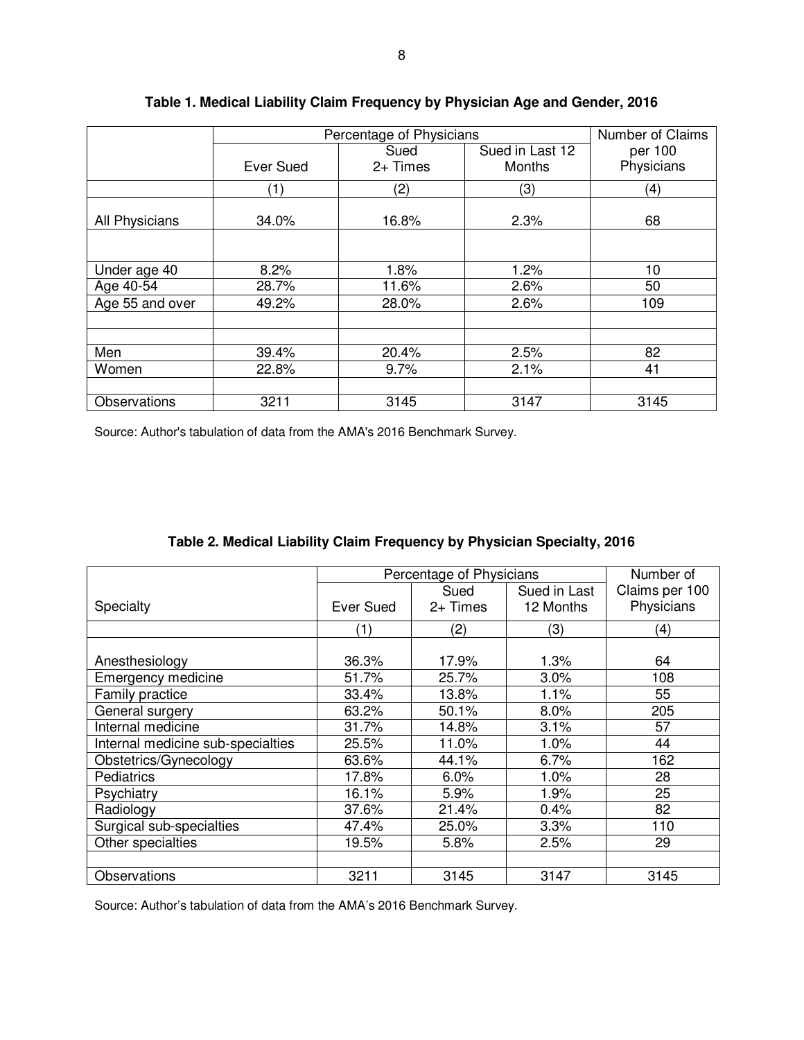**Table 1. Medical Liability Claim Frequency by Physician Age and Gender, 2016**

| | Percentage of Physicians | | | Number of Claims per 100 Physicians |
|---|---|---|---|---|
| | Ever Sued | Sued 2+ Times | Sued in Last 12 Months | |
| | (1) | (2) | (3) | (4) |
| All Physicians | 34.0% | 16.8% | 2.3% | 68 |
| | | | | |
| Under age 40 | 8.2% | 1.8% | 1.2% | 10 |
| Age 40-54 | 28.7% | 11.6% | 2.6% | 50 |
| Age 55 and over | 49.2% | 28.0% | 2.6% | 109 |
| | | | | |
| Men | 39.4% | 20.4% | 2.5% | 82 |
| Women | 22.8% | 9.7% | 2.1% | 41 |
| | | | | |
| Observations | 3211 | 3145 | 3147 | 3145 |

Source: Author's tabulation of data from the AMA's 2016 Benchmark Survey.

**Table 2. Medical Liability Claim Frequency by Physician Specialty, 2016**

| | Percentage of Physicians | | | Number of Claims per 100 Physicians |
|---|---|---|---|---|
| Specialty | Ever Sued | Sued 2+ Times | Sued in Last 12 Months | |
| | (1) | (2) | (3) | (4) |
| Anesthesiology | 36.3% | 17.9% | 1.3% | 64 |
| Emergency medicine | 51.7% | 25.7% | 3.0% | 108 |
| Family practice | 33.4% | 13.8% | 1.1% | 55 |
| General surgery | 63.2% | 50.1% | 8.0% | 205 |
| Internal medicine | 31.7% | 14.8% | 3.1% | 57 |
| Internal medicine sub-specialties | 25.5% | 11.0% | 1.0% | 44 |
| Obstetrics/Gynecology | 63.6% | 44.1% | 6.7% | 162 |
| Pediatrics | 17.8% | 6.0% | 1.0% | 28 |
| Psychiatry | 16.1% | 5.9% | 1.9% | 25 |
| Radiology | 37.6% | 21.4% | 0.4% | 82 |
| Surgical sub-specialties | 47.4% | 25.0% | 3.3% | 110 |
| Other specialties | 19.5% | 5.8% | 2.5% | 29 |
| | | | | |
| Observations | 3211 | 3145 | 3147 | 3145 |

Source: Author's tabulation of data from the AMA's 2016 Benchmark Survey.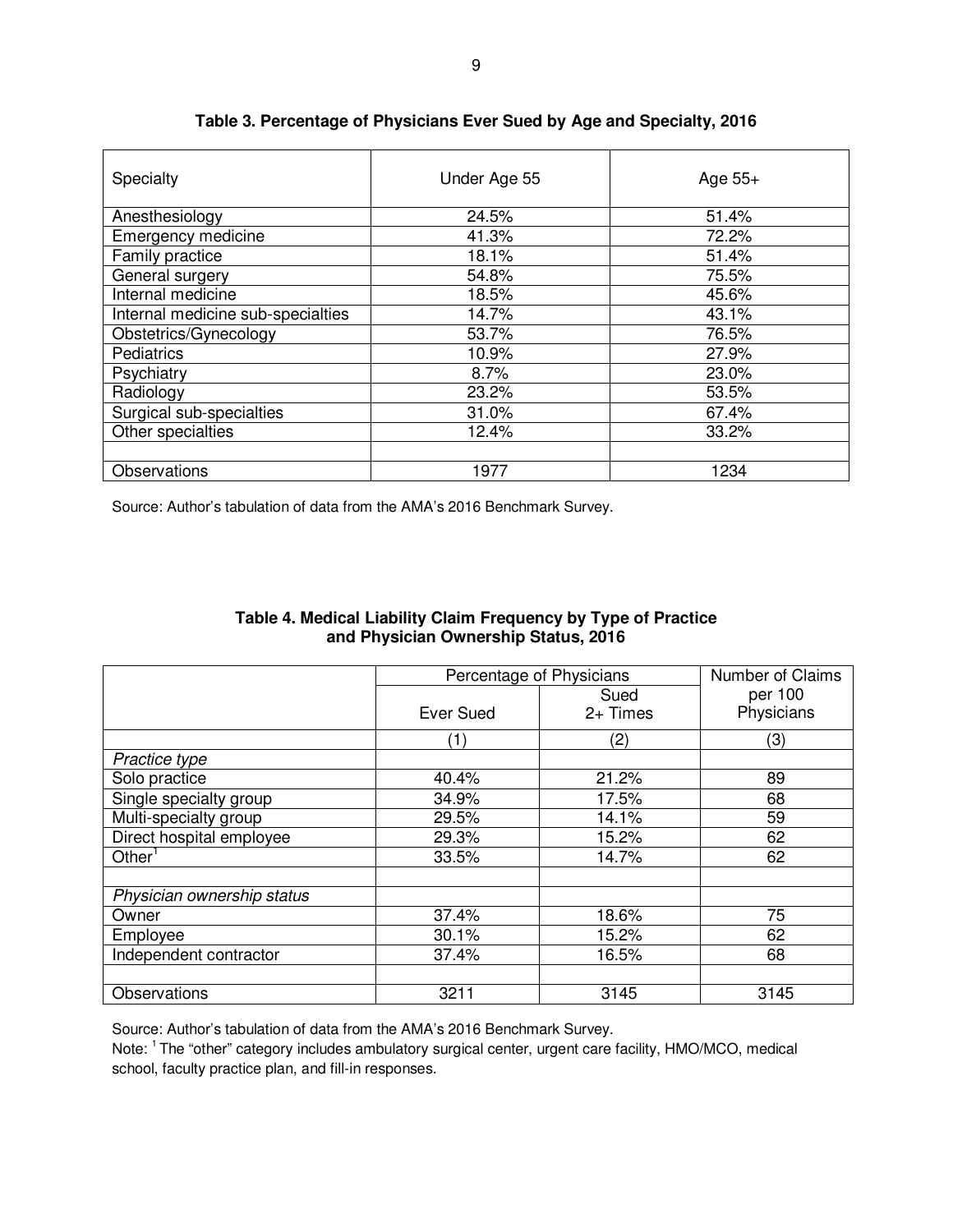**Table 3. Percentage of Physicians Ever Sued by Age and Specialty, 2016**

| Specialty | Under Age 55 | Age 55+ |
|---|---|---|
| Anesthesiology | 24.5% | 51.4% |
| Emergency medicine | 41.3% | 72.2% |
| Family practice | 18.1% | 51.4% |
| General surgery | 54.8% | 75.5% |
| Internal medicine | 18.5% | 45.6% |
| Internal medicine sub-specialties | 14.7% | 43.1% |
| Obstetrics/Gynecology | 53.7% | 76.5% |
| Pediatrics | 10.9% | 27.9% |
| Psychiatry | 8.7% | 23.0% |
| Radiology | 23.2% | 53.5% |
| Surgical sub-specialties | 31.0% | 67.4% |
| Other specialties | 12.4% | 33.2% |
| | | |
| Observations | 1977 | 1234 |

Source: Author's tabulation of data from the AMA's 2016 Benchmark Survey.

**Table 4. Medical Liability Claim Frequency by Type of Practice and Physician Ownership Status, 2016**

| | Percentage of Physicians | | Number of Claims per 100 Physicians |
|---|---|---|---|
| | Ever Sued | Sued 2+ Times | |
| | (1) | (2) | (3) |
| *Practice type* | | | |
| Solo practice | 40.4% | 21.2% | 89 |
| Single specialty group | 34.9% | 17.5% | 68 |
| Multi-specialty group | 29.5% | 14.1% | 59 |
| Direct hospital employee | 29.3% | 15.2% | 62 |
| Other[1] | 33.5% | 14.7% | 62 |
| | | | |
| *Physician ownership status* | | | |
| Owner | 37.4% | 18.6% | 75 |
| Employee | 30.1% | 15.2% | 62 |
| Independent contractor | 37.4% | 16.5% | 68 |
| | | | |
| Observations | 3211 | 3145 | 3145 |

Source: Author's tabulation of data from the AMA's 2016 Benchmark Survey.
Note: [1] The "other" category includes ambulatory surgical center, urgent care facility, HMO/MCO, medical school, faculty practice plan, and fill-in responses.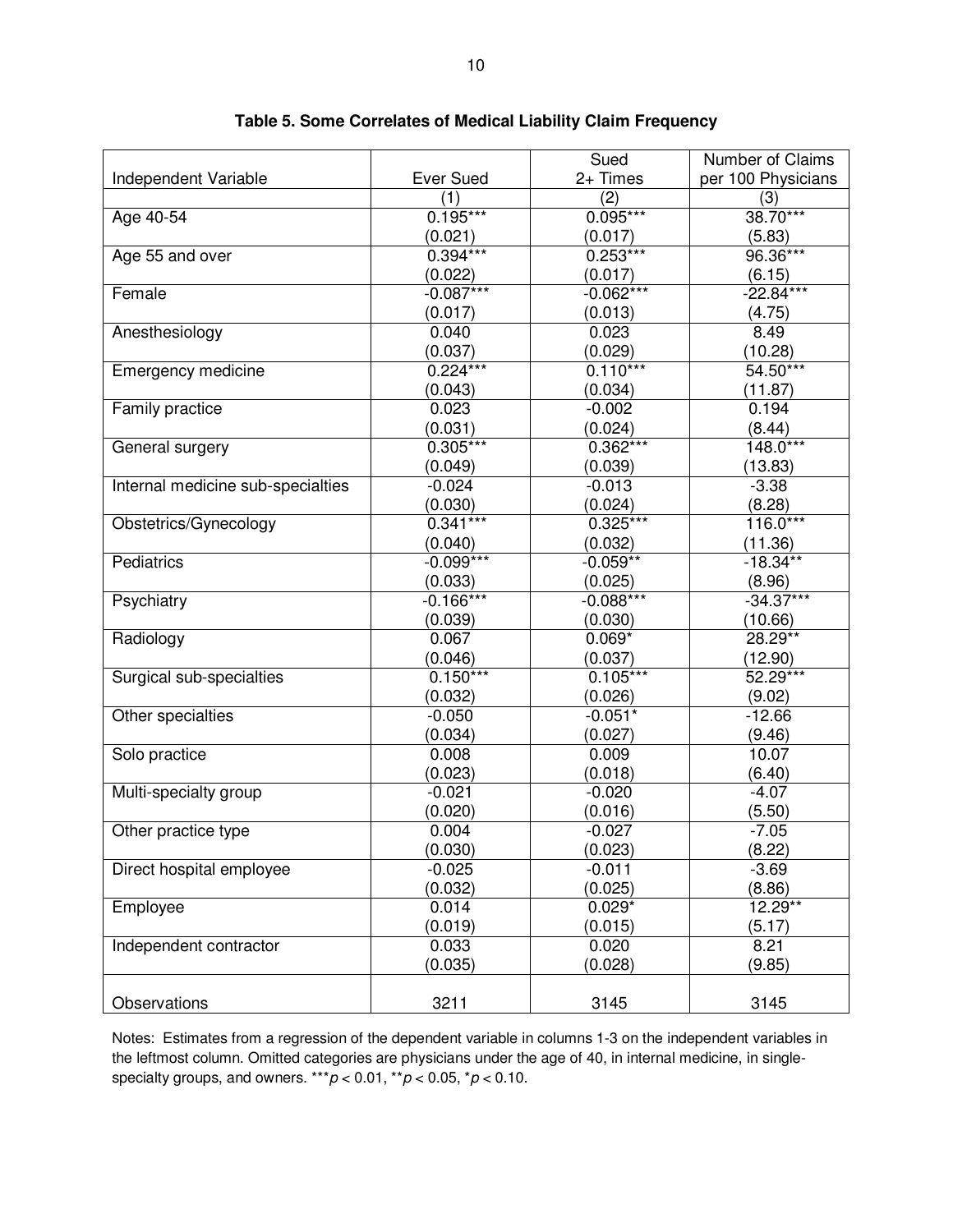**Table 5. Some Correlates of Medical Liability Claim Frequency**

| Independent Variable | Ever Sued | Sued 2+ Times | Number of Claims per 100 Physicians |
|---|---|---|---|
| | (1) | (2) | (3) |
| Age 40-54 | 0.195*** | 0.095*** | 38.70*** |
| | (0.021) | (0.017) | (5.83) |
| Age 55 and over | 0.394*** | 0.253*** | 96.36*** |
| | (0.022) | (0.017) | (6.15) |
| Female | -0.087*** | -0.062*** | -22.84*** |
| | (0.017) | (0.013) | (4.75) |
| Anesthesiology | 0.040 | 0.023 | 8.49 |
| | (0.037) | (0.029) | (10.28) |
| Emergency medicine | 0.224*** | 0.110*** | 54.50*** |
| | (0.043) | (0.034) | (11.87) |
| Family practice | 0.023 | -0.002 | 0.194 |
| | (0.031) | (0.024) | (8.44) |
| General surgery | 0.305*** | 0.362*** | 148.0*** |
| | (0.049) | (0.039) | (13.83) |
| Internal medicine sub-specialties | -0.024 | -0.013 | -3.38 |
| | (0.030) | (0.024) | (8.28) |
| Obstetrics/Gynecology | 0.341*** | 0.325*** | 116.0*** |
| | (0.040) | (0.032) | (11.36) |
| Pediatrics | -0.099*** | -0.059** | -18.34** |
| | (0.033) | (0.025) | (8.96) |
| Psychiatry | -0.166*** | -0.088*** | -34.37*** |
| | (0.039) | (0.030) | (10.66) |
| Radiology | 0.067 | 0.069* | 28.29** |
| | (0.046) | (0.037) | (12.90) |
| Surgical sub-specialties | 0.150*** | 0.105*** | 52.29*** |
| | (0.032) | (0.026) | (9.02) |
| Other specialties | -0.050 | -0.051* | -12.66 |
| | (0.034) | (0.027) | (9.46) |
| Solo practice | 0.008 | 0.009 | 10.07 |
| | (0.023) | (0.018) | (6.40) |
| Multi-specialty group | -0.021 | -0.020 | -4.07 |
| | (0.020) | (0.016) | (5.50) |
| Other practice type | 0.004 | -0.027 | -7.05 |
| | (0.030) | (0.023) | (8.22) |
| Direct hospital employee | -0.025 | -0.011 | -3.69 |
| | (0.032) | (0.025) | (8.86) |
| Employee | 0.014 | 0.029* | 12.29** |
| | (0.019) | (0.015) | (5.17) |
| Independent contractor | 0.033 | 0.020 | 8.21 |
| | (0.035) | (0.028) | (9.85) |
| Observations | 3211 | 3145 | 3145 |

Notes: Estimates from a regression of the dependent variable in columns 1-3 on the independent variables in the leftmost column. Omitted categories are physicians under the age of 40, in internal medicine, in single-specialty groups, and owners. ***$p < 0.01$, **$p < 0.05$, *$p < 0.10$.